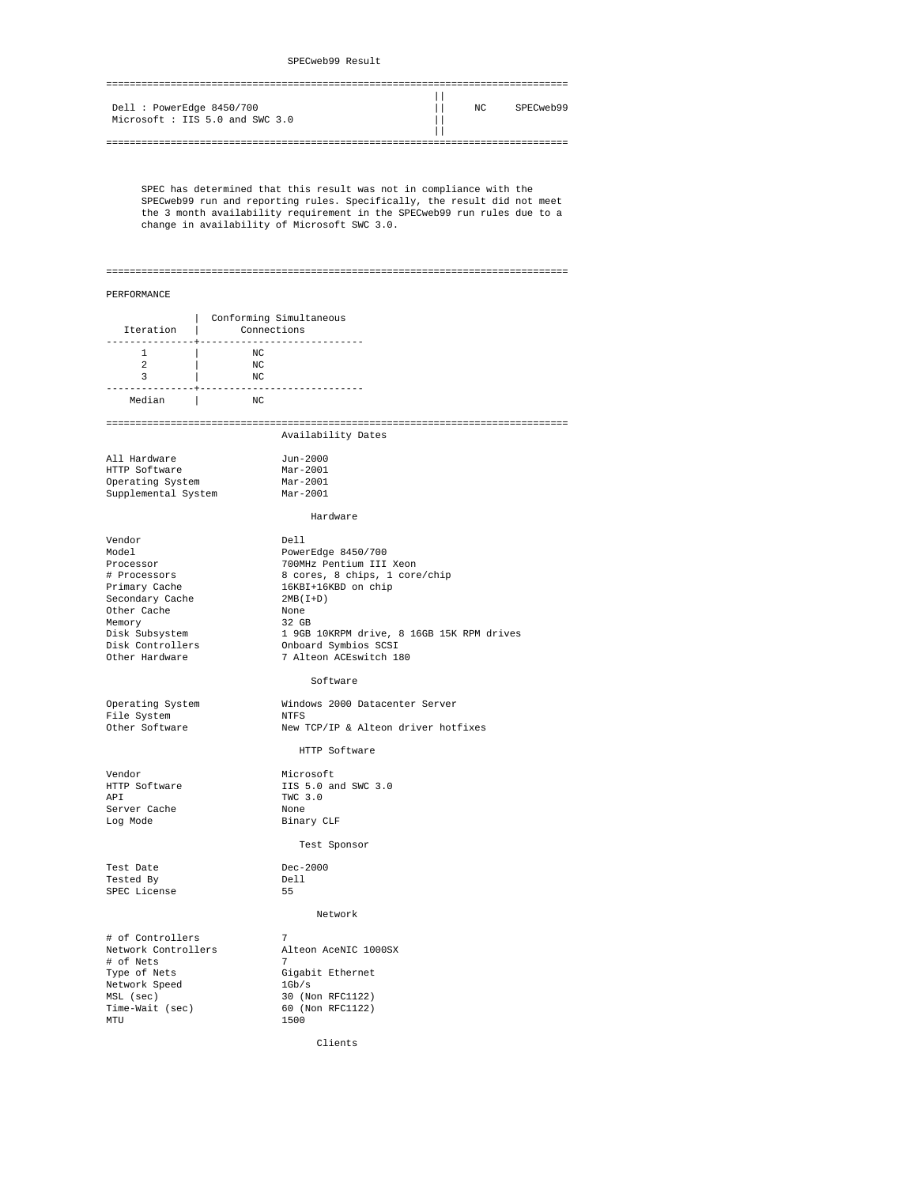# SPECweb99 Result

| | | |
|---|---|---|
| Dell : PowerEdge 8450/700<br>Microsoft : IIS 5.0 and SWC 3.0 | NC | SPECweb99 |

SPEC has determined that this result was not in compliance with the SPECweb99 run and reporting rules. Specifically, the result did not meet the 3 month availability requirement in the SPECweb99 run rules due to a change in availability of Microsoft SWC 3.0.

## PERFORMANCE

| Iteration | Conforming Simultaneous Connections |
|---|---|
| 1 | NC |
| 2 | NC |
| 3 | NC |
| Median | NC |

### Availability Dates

| | |
|---|---|
| All Hardware | Jun-2000 |
| HTTP Software | Mar-2001 |
| Operating System | Mar-2001 |
| Supplemental System | Mar-2001 |

### Hardware

| | |
|---|---|
| Vendor | Dell |
| Model | PowerEdge 8450/700 |
| Processor | 700MHz Pentium III Xeon |
| # Processors | 8 cores, 8 chips, 1 core/chip |
| Primary Cache | 16KBI+16KBD on chip |
| Secondary Cache | 2MB(I+D) |
| Other Cache | None |
| Memory | 32 GB |
| Disk Subsystem | 1 9GB 10KRPM drive, 8 16GB 15K RPM drives |
| Disk Controllers | Onboard Symbios SCSI |
| Other Hardware | 7 Alteon ACEswitch 180 |

### Software

| | |
|---|---|
| Operating System | Windows 2000 Datacenter Server |
| File System | NTFS |
| Other Software | New TCP/IP & Alteon driver hotfixes |

### HTTP Software

| | |
|---|---|
| Vendor | Microsoft |
| HTTP Software | IIS 5.0 and SWC 3.0 |
| API | TWC 3.0 |
| Server Cache | None |
| Log Mode | Binary CLF |

### Test Sponsor

| | |
|---|---|
| Test Date | Dec-2000 |
| Tested By | Dell |
| SPEC License | 55 |

### Network

| | |
|---|---|
| # of Controllers | 7 |
| Network Controllers | Alteon AceNIC 1000SX |
| # of Nets | 7 |
| Type of Nets | Gigabit Ethernet |
| Network Speed | 1Gb/s |
| MSL (sec) | 30 (Non RFC1122) |
| Time-Wait (sec) | 60 (Non RFC1122) |
| MTU | 1500 |

### Clients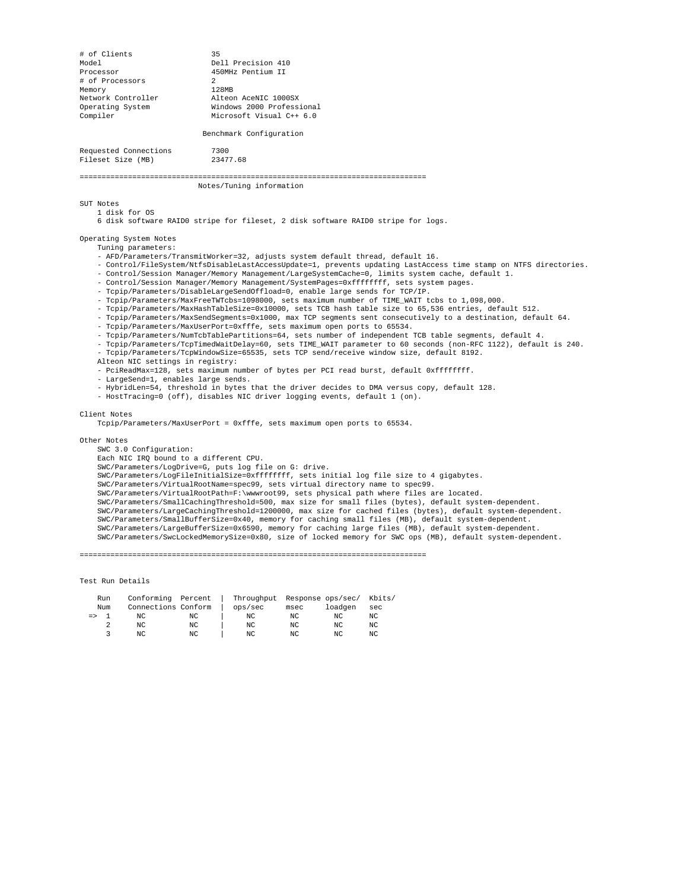| | |
|---|---|
| # of Clients | 35 |
| Model | Dell Precision 410 |
| Processor | 450MHz Pentium II |
| # of Processors | 2 |
| Memory | 128MB |
| Network Controller | Alteon AceNIC 1000SX |
| Operating System | Windows 2000 Professional |
| Compiler | Microsoft Visual C++ 6.0 |

## Benchmark Configuration

| | |
|---|---|
| Requested Connections | 7300 |
| Fileset Size (MB) | 23477.68 |

## Notes/Tuning information

SUT Notes

1 disk for OS
6 disk software RAID0 stripe for fileset, 2 disk software RAID0 stripe for logs.

Operating System Notes

Tuning parameters:

- AFD/Parameters/TransmitWorker=32, adjusts system default thread, default 16.
- Control/FileSystem/NtfsDisableLastAccessUpdate=1, prevents updating LastAccess time stamp on NTFS directories.
- Control/Session Manager/Memory Management/LargeSystemCache=0, limits system cache, default 1.
- Control/Session Manager/Memory Management/SystemPages=0xffffffff, sets system pages.
- Tcpip/Parameters/DisableLargeSendOffload=0, enable large sends for TCP/IP.
- Tcpip/Parameters/MaxFreeTWTcbs=1098000, sets maximum number of TIME_WAIT tcbs to 1,098,000.
- Tcpip/Parameters/MaxHashTableSize=0x10000, sets TCB hash table size to 65,536 entries, default 512.
- Tcpip/Parameters/MaxSendSegments=0x1000, max TCP segments sent consecutively to a destination, default 64.
- Tcpip/Parameters/MaxUserPort=0xfffe, sets maximum open ports to 65534.
- Tcpip/Parameters/NumTcbTablePartitions=64, sets number of independent TCB table segments, default 4.
- Tcpip/Parameters/TcpTimedWaitDelay=60, sets TIME_WAIT parameter to 60 seconds (non-RFC 1122), default is 240.
- Tcpip/Parameters/TcpWindowSize=65535, sets TCP send/receive window size, default 8192.

Alteon NIC settings in registry:

- PciReadMax=128, sets maximum number of bytes per PCI read burst, default 0xffffffff.
- LargeSend=1, enables large sends.
- HybridLen=54, threshold in bytes that the driver decides to DMA versus copy, default 128.
- HostTracing=0 (off), disables NIC driver logging events, default 1 (on).

Client Notes

Tcpip/Parameters/MaxUserPort = 0xfffe, sets maximum open ports to 65534.

Other Notes

SWC 3.0 Configuration:
Each NIC IRQ bound to a different CPU.
SWC/Parameters/LogDrive=G, puts log file on G: drive.
SWC/Parameters/LogFileInitialSize=0xffffffff, sets initial log file size to 4 gigabytes.
SWC/Parameters/VirtualRootName=spec99, sets virtual directory name to spec99.
SWC/Parameters/VirtualRootPath=F:\wwwroot99, sets physical path where files are located.
SWC/Parameters/SmallCachingThreshold=500, max size for small files (bytes), default system-dependent.
SWC/Parameters/LargeCachingThreshold=1200000, max size for cached files (bytes), default system-dependent.
SWC/Parameters/SmallBufferSize=0x40, memory for caching small files (MB), default system-dependent.
SWC/Parameters/LargeBufferSize=0x6590, memory for caching large files (MB), default system-dependent.
SWC/Parameters/SwcLockedMemorySize=0x80, size of locked memory for SWC ops (MB), default system-dependent.

## Test Run Details

| Run Num | Conforming Connections | Percent Conform | Throughput ops/sec | Response msec | ops/sec/ loadgen | Kbits/ sec |
|---|---|---|---|---|---|---|
| => 1 | NC | NC | NC | NC | NC | NC |
| 2 | NC | NC | NC | NC | NC | NC |
| 3 | NC | NC | NC | NC | NC | NC |